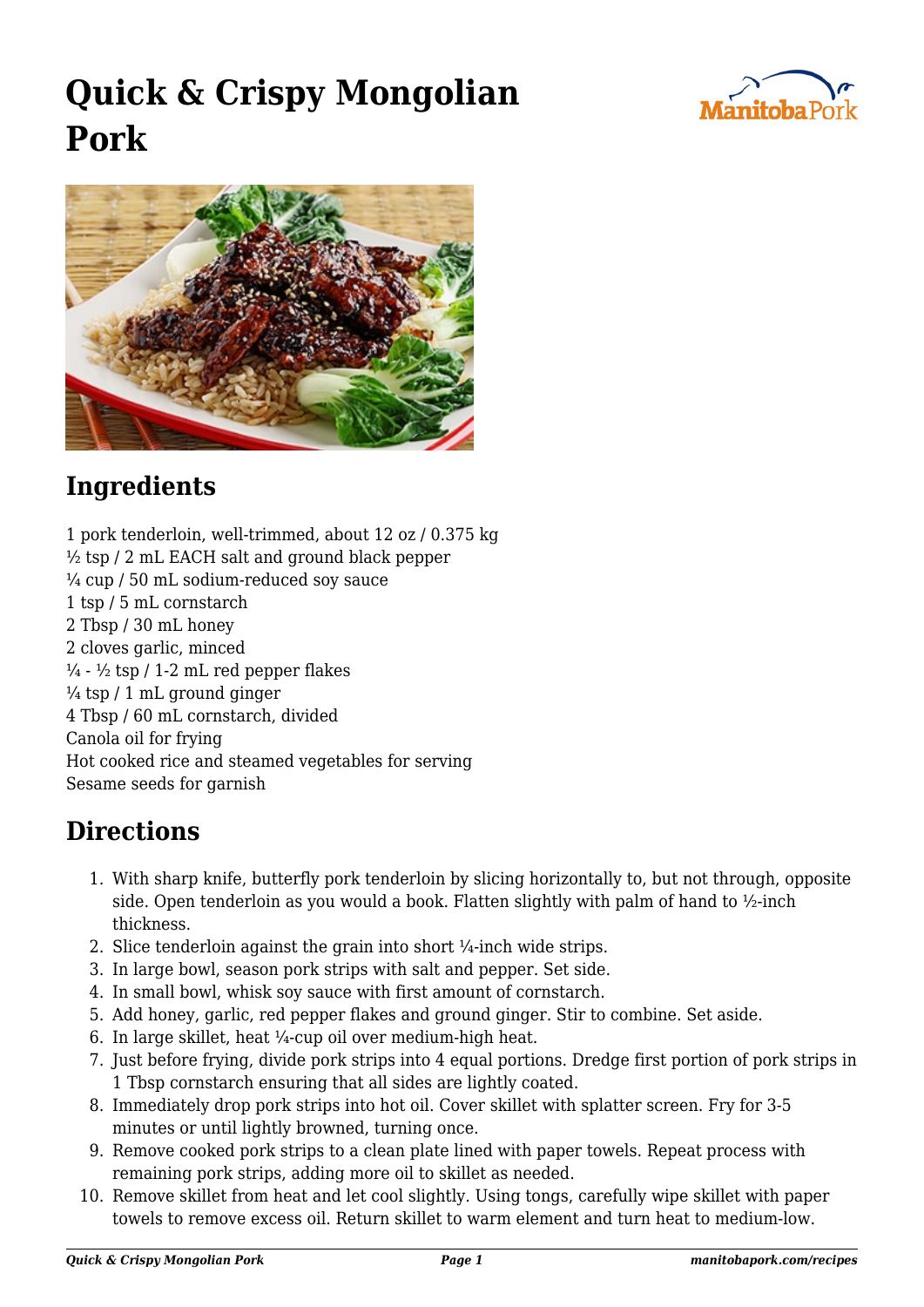# Quick & Crispy Mongolian Pork

## Ingredients

1 pork tenderloin, well-trimmed, about 12 oz / 0.375 kg
½ tsp / 2 mL EACH salt and ground black pepper
¼ cup / 50 mL sodium-reduced soy sauce
1 tsp / 5 mL cornstarch
2 Tbsp / 30 mL honey
2 cloves garlic, minced
¼ - ½ tsp / 1-2 mL red pepper flakes
¼ tsp / 1 mL ground ginger
4 Tbsp / 60 mL cornstarch, divided
Canola oil for frying
Hot cooked rice and steamed vegetables for serving
Sesame seeds for garnish

## Directions

1. With sharp knife, butterfly pork tenderloin by slicing horizontally to, but not through, opposite side. Open tenderloin as you would a book. Flatten slightly with palm of hand to ½-inch thickness.
2. Slice tenderloin against the grain into short ¼-inch wide strips.
3. In large bowl, season pork strips with salt and pepper. Set side.
4. In small bowl, whisk soy sauce with first amount of cornstarch.
5. Add honey, garlic, red pepper flakes and ground ginger. Stir to combine. Set aside.
6. In large skillet, heat ¼-cup oil over medium-high heat.
7. Just before frying, divide pork strips into 4 equal portions. Dredge first portion of pork strips in 1 Tbsp cornstarch ensuring that all sides are lightly coated.
8. Immediately drop pork strips into hot oil. Cover skillet with splatter screen. Fry for 3-5 minutes or until lightly browned, turning once.
9. Remove cooked pork strips to a clean plate lined with paper towels. Repeat process with remaining pork strips, adding more oil to skillet as needed.
10. Remove skillet from heat and let cool slightly. Using tongs, carefully wipe skillet with paper towels to remove excess oil. Return skillet to warm element and turn heat to medium-low.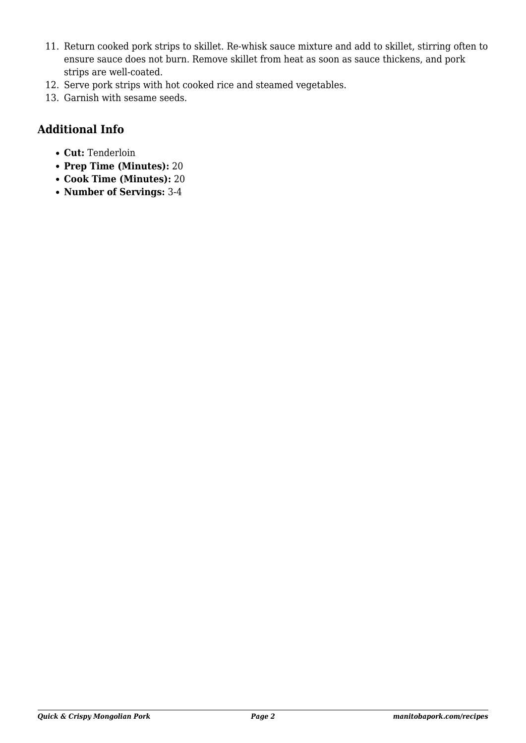11. Return cooked pork strips to skillet. Re-whisk sauce mixture and add to skillet, stirring often to ensure sauce does not burn. Remove skillet from heat as soon as sauce thickens, and pork strips are well-coated.
12. Serve pork strips with hot cooked rice and steamed vegetables.
13. Garnish with sesame seeds.

## Additional Info

- **Cut:** Tenderloin
- **Prep Time (Minutes):** 20
- **Cook Time (Minutes):** 20
- **Number of Servings:** 3-4